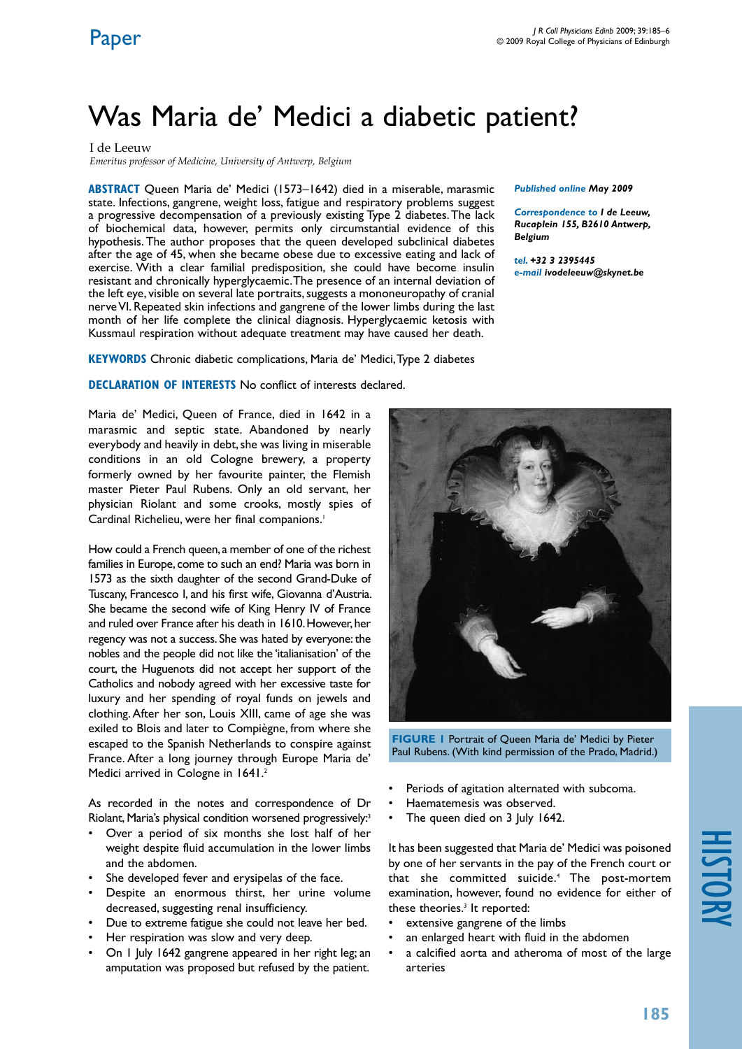Paper

# Was Maria de' Medici a diabetic patient?

I de Leeuw

*Emeritus professor of Medicine, University of Antwerp, Belgium*

**ABSTRACT** Queen Maria de' Medici (1573–1642) died in a miserable, marasmic state. Infections, gangrene, weight loss, fatigue and respiratory problems suggest a progressive decompensation of a previously existing Type 2 diabetes. The lack of biochemical data, however, permits only circumstantial evidence of this hypothesis. The author proposes that the queen developed subclinical diabetes after the age of 45, when she became obese due to excessive eating and lack of exercise. With a clear familial predisposition, she could have become insulin resistant and chronically hyperglycaemic. The presence of an internal deviation of the left eye, visible on several late portraits, suggests a mononeuropathy of cranial nerve VI. Repeated skin infections and gangrene of the lower limbs during the last month of her life complete the clinical diagnosis. Hyperglycaemic ketosis with Kussmaul respiration without adequate treatment may have caused her death.

***Published online*** ***May 2009***

***Correspondence to*** ***I de Leeuw, Rucaplein 155, B2610 Antwerp, Belgium***

***tel.*** ***+32 3 2395445***
***e-mail*** ***ivodeleeuw@skynet.be***

**KEYWORDS** Chronic diabetic complications, Maria de' Medici, Type 2 diabetes

**DECLARATION OF INTERESTS** No conflict of interests declared.

Maria de' Medici, Queen of France, died in 1642 in a marasmic and septic state. Abandoned by nearly everybody and heavily in debt, she was living in miserable conditions in an old Cologne brewery, a property formerly owned by her favourite painter, the Flemish master Pieter Paul Rubens. Only an old servant, her physician Riolant and some crooks, mostly spies of Cardinal Richelieu, were her final companions.[1]

How could a French queen, a member of one of the richest families in Europe, come to such an end? Maria was born in 1573 as the sixth daughter of the second Grand-Duke of Tuscany, Francesco I, and his first wife, Giovanna d'Austria. She became the second wife of King Henry IV of France and ruled over France after his death in 1610. However, her regency was not a success. She was hated by everyone: the nobles and the people did not like the 'italianisation' of the court, the Huguenots did not accept her support of the Catholics and nobody agreed with her excessive taste for luxury and her spending of royal funds on jewels and clothing. After her son, Louis XIII, came of age she was exiled to Blois and later to Compiègne, from where she escaped to the Spanish Netherlands to conspire against France. After a long journey through Europe Maria de' Medici arrived in Cologne in 1641.[2]

As recorded in the notes and correspondence of Dr Riolant, Maria's physical condition worsened progressively:[3]

- Over a period of six months she lost half of her weight despite fluid accumulation in the lower limbs and the abdomen.
- She developed fever and erysipelas of the face.
- Despite an enormous thirst, her urine volume decreased, suggesting renal insufficiency.
- Due to extreme fatigue she could not leave her bed.
- Her respiration was slow and very deep.
- On 1 July 1642 gangrene appeared in her right leg; an amputation was proposed but refused by the patient.

**FIGURE 1** Portrait of Queen Maria de' Medici by Pieter Paul Rubens. (With kind permission of the Prado, Madrid.)

- Periods of agitation alternated with subcoma.
- Haematemesis was observed.
- The queen died on 3 July 1642.

It has been suggested that Maria de' Medici was poisoned by one of her servants in the pay of the French court or that she committed suicide.[4] The post-mortem examination, however, found no evidence for either of these theories.[3] It reported:

- extensive gangrene of the limbs
- an enlarged heart with fluid in the abdomen
- a calcified aorta and atheroma of most of the large arteries

HISTORY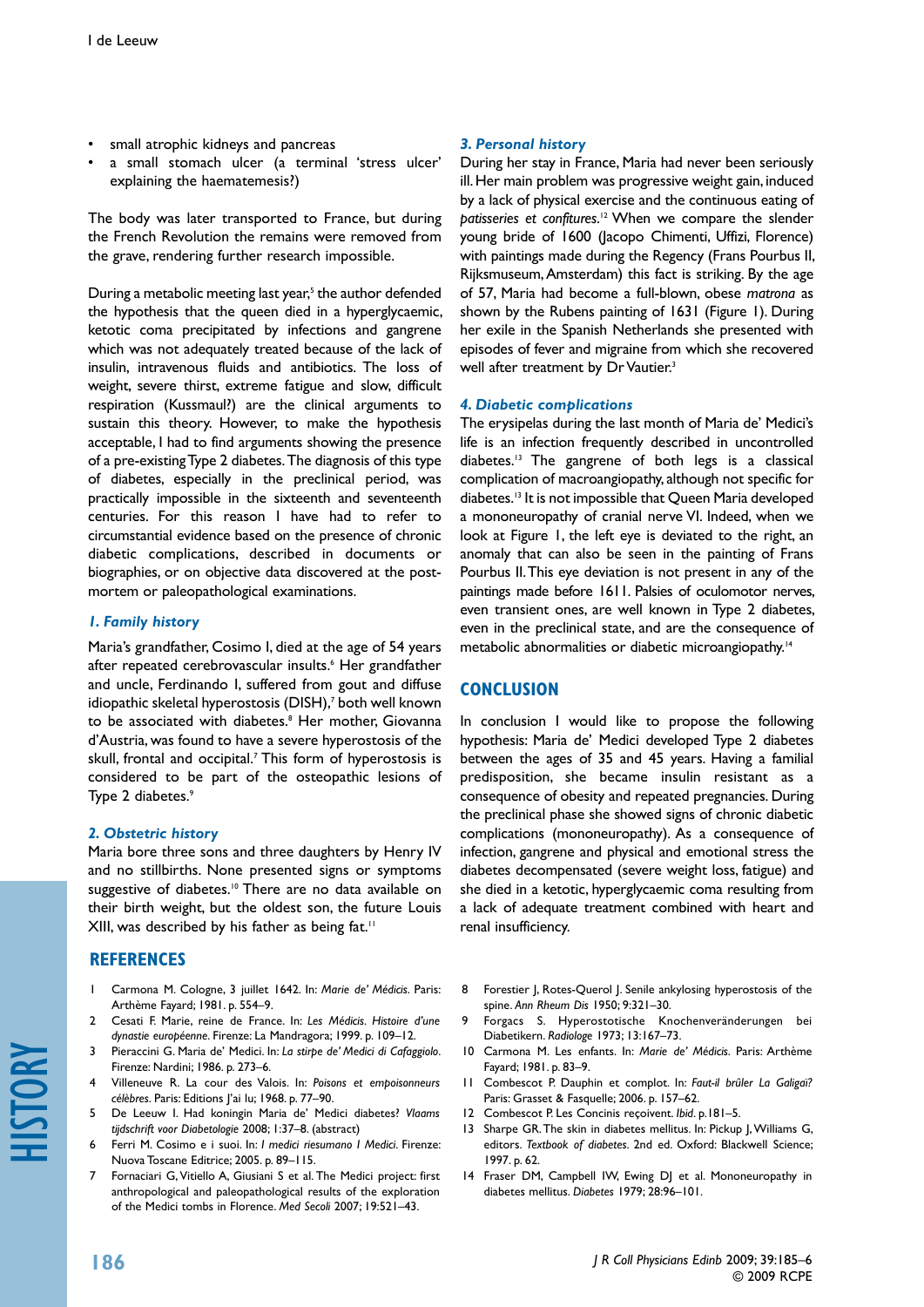- small atrophic kidneys and pancreas
- a small stomach ulcer (a terminal 'stress ulcer' explaining the haematemesis?)

The body was later transported to France, but during the French Revolution the remains were removed from the grave, rendering further research impossible.

During a metabolic meeting last year,[5] the author defended the hypothesis that the queen died in a hyperglycaemic, ketotic coma precipitated by infections and gangrene which was not adequately treated because of the lack of insulin, intravenous fluids and antibiotics. The loss of weight, severe thirst, extreme fatigue and slow, difficult respiration (Kussmaul?) are the clinical arguments to sustain this theory. However, to make the hypothesis acceptable, I had to find arguments showing the presence of a pre-existing Type 2 diabetes. The diagnosis of this type of diabetes, especially in the preclinical period, was practically impossible in the sixteenth and seventeenth centuries. For this reason I have had to refer to circumstantial evidence based on the presence of chronic diabetic complications, described in documents or biographies, or on objective data discovered at the post-mortem or paleopathological examinations.

### *1. Family history*

Maria's grandfather, Cosimo I, died at the age of 54 years after repeated cerebrovascular insults.[6] Her grandfather and uncle, Ferdinando I, suffered from gout and diffuse idiopathic skeletal hyperostosis (DISH),[7] both well known to be associated with diabetes.[8] Her mother, Giovanna d'Austria, was found to have severe hyperostosis of the skull, frontal and occipital.[7] This form of hyperostosis is considered to be part of the osteopathic lesions of Type 2 diabetes.[9]

### *2. Obstetric history*

Maria bore three sons and three daughters by Henry IV and no stillbirths. None presented signs or symptoms suggestive of diabetes.[10] There are no data available on their birth weight, but the oldest son, the future Louis XIII, was described by his father as being fat.[11]

### *3. Personal history*

During her stay in France, Maria had never been seriously ill. Her main problem was progressive weight gain, induced by a lack of physical exercise and the continuous eating of *patisseries et confitures*.[12] When we compare the slender young bride of 1600 (Jacopo Chimenti, Uffizi, Florence) with paintings made during the Regency (Frans Pourbus II, Rijksmuseum, Amsterdam) this fact is striking. By the age of 57, Maria had become a full-blown, obese *matrona* as shown by the Rubens painting of 1631 (Figure 1). During her exile in the Spanish Netherlands she presented with episodes of fever and migraine from which she recovered well after treatment by Dr Vautier.[3]

### *4. Diabetic complications*

The erysipelas during the last month of Maria de' Medici's life is an infection frequently described in uncontrolled diabetes.[13] The gangrene of both legs is a classical complication of macroangiopathy, although not specific for diabetes.[13] It is not impossible that Queen Maria developed a mononeuropathy of cranial nerve VI. Indeed, when we look at Figure 1, the left eye is deviated to the right, an anomaly that can also be seen in the painting of Frans Pourbus II. This eye deviation is not present in any of the paintings made before 1611. Palsies of oculomotor nerves, even transient ones, are well known in Type 2 diabetes, even in the preclinical state, and are the consequence of metabolic abnormalities or diabetic microangiopathy.[14]

## CONCLUSION

In conclusion I would like to propose the following hypothesis: Maria de' Medici developed Type 2 diabetes between the ages of 35 and 45 years. Having a familial predisposition, she became insulin resistant as a consequence of obesity and repeated pregnancies. During the preclinical phase she showed signs of chronic diabetic complications (mononeuropathy). As a consequence of infection, gangrene and physical and emotional stress the diabetes decompensated (severe weight loss, fatigue) and she died in a ketotic, hyperglycaemic coma resulting from a lack of adequate treatment combined with heart and renal insufficiency.

## REFERENCES

1. Carmona M. Cologne, 3 juillet 1642. In: *Marie de' Médicis*. Paris: Arthème Fayard; 1981. p. 554–9.
2. Cesati F. Marie, reine de France. In: *Les Médicis. Histoire d'une dynastie européenne*. Firenze: La Mandragora; 1999. p. 109–12.
3. Pieraccini G. Maria de' Medici. In: *La stirpe de' Medici di Cafaggiolo*. Firenze: Nardini; 1986. p. 273–6.
4. Villeneuve R. La cour des Valois. In: *Poisons et empoisonneurs célèbres*. Paris: Editions J'ai lu; 1968. p. 77–90.
5. De Leeuw I. Had koningin Maria de' Medici diabetes? *Vlaams tijdschrift voor Diabetologie* 2008; 1:37–8. (abstract)
6. Ferri M. Cosimo e i suoi. In: *I medici riesumano I Medici*. Firenze: Nuova Toscane Editrice; 2005. p. 89–115.
7. Fornaciari G, Vitiello A, Giusiani S et al. The Medici project: first anthropological and paleopathological results of the exploration of the Medici tombs in Florence. *Med Secoli* 2007; 19:521–43.
8. Forestier J, Rotes-Querol J. Senile ankylosing hyperostosis of the spine. *Ann Rheum Dis* 1950; 9:321–30.
9. Forgacs S. Hyperostotische Knochenveränderungen bei Diabetikern. *Radiologe* 1973; 13:167–73.
10. Carmona M. Les enfants. In: *Marie de' Médicis*. Paris: Arthème Fayard; 1981. p. 83–9.
11. Combescot P. Dauphin et complot. In: *Faut-il brûler La Galigaï?* Paris: Grasset & Fasquelle; 2006. p. 157–62.
12. Combescot P. Les Concinis reçoivent. *Ibid*. p.181–5.
13. Sharpe GR. The skin in diabetes mellitus. In: Pickup J, Williams G, editors. *Textbook of diabetes*. 2nd ed. Oxford: Blackwell Science; 1997. p. 62.
14. Fraser DM, Campbell IW, Ewing DJ et al. Mononeuropathy in diabetes mellitus. *Diabetes* 1979; 28:96–101.